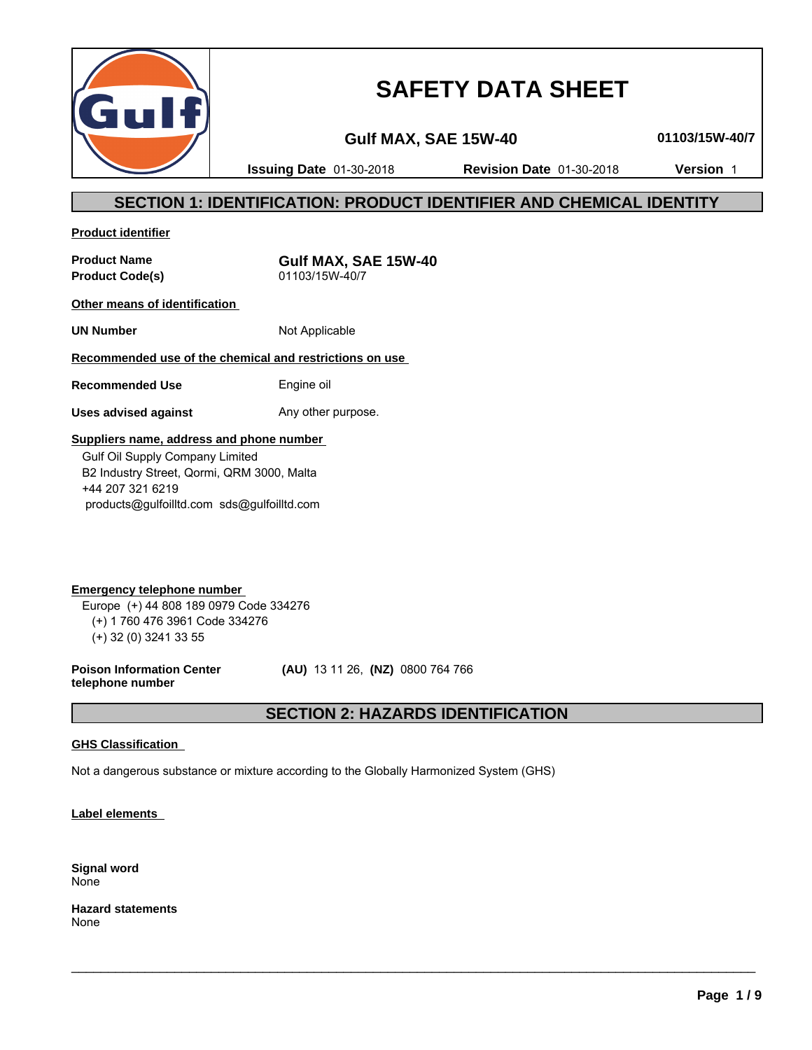# SAFETY DATA SHEET

**Gulf MAX, SAE 15W-40** — **01103/15W-40/7**

**Issuing Date** 01-30-2018 **Revision Date** 01-30-2018 **Version** 1

## SECTION 1: IDENTIFICATION: PRODUCT IDENTIFIER AND CHEMICAL IDENTITY

**Product identifier**

| | |
|---|---|
| **Product Name** | **Gulf MAX, SAE 15W-40** |
| **Product Code(s)** | 01103/15W-40/7 |

**Other means of identification**

| | |
|---|---|
| **UN Number** | Not Applicable |

**Recommended use of the chemical and restrictions on use**

| | |
|---|---|
| **Recommended Use** | Engine oil |
| **Uses advised against** | Any other purpose. |

**Suppliers name, address and phone number**

Gulf Oil Supply Company Limited
B2 Industry Street, Qormi, QRM 3000, Malta
+44 207 321 6219
products@gulfoilltd.com sds@gulfoilltd.com

**Emergency telephone number**

Europe (+) 44 808 189 0979 Code 334276
(+) 1 760 476 3961 Code 334276
(+) 32 (0) 3241 33 55

**Poison Information Center telephone number** **(AU)** 13 11 26, **(NZ)** 0800 764 766

## SECTION 2: HAZARDS IDENTIFICATION

**GHS Classification**

Not a dangerous substance or mixture according to the Globally Harmonized System (GHS)

**Label elements**

**Signal word**
None

**Hazard statements**
None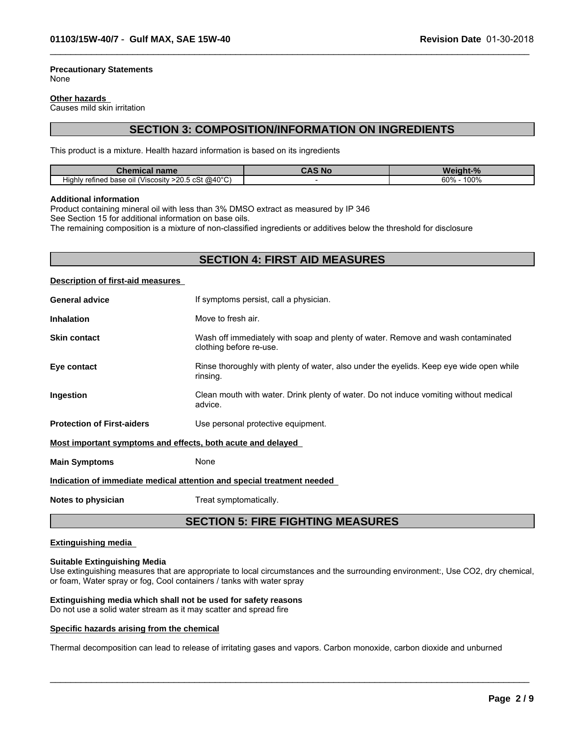**Precautionary Statements**
None

**Other hazards**
Causes mild skin irritation

## SECTION 3: COMPOSITION/INFORMATION ON INGREDIENTS

This product is a mixture. Health hazard information is based on its ingredients

| Chemical name | CAS No | Weight-% |
|---|---|---|
| Highly refined base oil (Viscosity >20.5 cSt @40°C) | - | 60% - 100% |

**Additional information**
Product containing mineral oil with less than 3% DMSO extract as measured by IP 346
See Section 15 for additional information on base oils.
The remaining composition is a mixture of non-classified ingredients or additives below the threshold for disclosure

## SECTION 4: FIRST AID MEASURES

**Description of first-aid measures**

**General advice** If symptoms persist, call a physician.

**Inhalation** Move to fresh air.

**Skin contact** Wash off immediately with soap and plenty of water. Remove and wash contaminated clothing before re-use.

**Eye contact** Rinse thoroughly with plenty of water, also under the eyelids. Keep eye wide open while rinsing.

**Ingestion** Clean mouth with water. Drink plenty of water. Do not induce vomiting without medical advice.

**Protection of First-aiders** Use personal protective equipment.

**Most important symptoms and effects, both acute and delayed**

**Main Symptoms** None

**Indication of immediate medical attention and special treatment needed**

**Notes to physician** Treat symptomatically.

## SECTION 5: FIRE FIGHTING MEASURES

**Extinguishing media**

**Suitable Extinguishing Media**
Use extinguishing measures that are appropriate to local circumstances and the surrounding environment:, Use $CO_2$, dry chemical, or foam, Water spray or fog, Cool containers / tanks with water spray

**Extinguishing media which shall not be used for safety reasons**
Do not use a solid water stream as it may scatter and spread fire

**Specific hazards arising from the chemical**

Thermal decomposition can lead to release of irritating gases and vapors. Carbon monoxide, carbon dioxide and unburned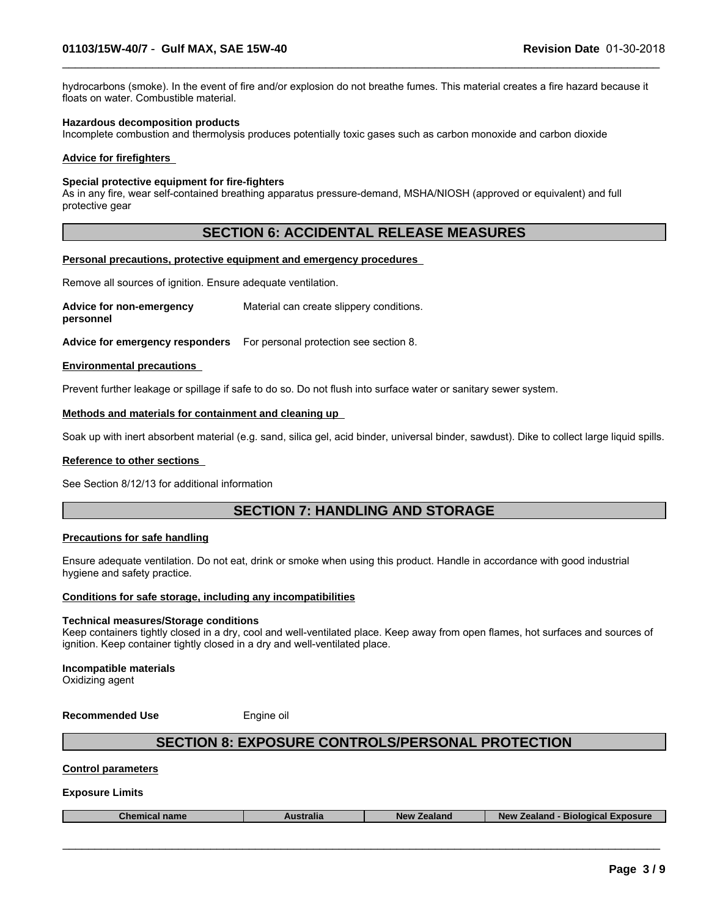hydrocarbons (smoke). In the event of fire and/or explosion do not breathe fumes. This material creates a fire hazard because it floats on water. Combustible material.

**Hazardous decomposition products**
Incomplete combustion and thermolysis produces potentially toxic gases such as carbon monoxide and carbon dioxide

**Advice for firefighters**

**Special protective equipment for fire-fighters**
As in any fire, wear self-contained breathing apparatus pressure-demand, MSHA/NIOSH (approved or equivalent) and full protective gear

## SECTION 6: ACCIDENTAL RELEASE MEASURES

**Personal precautions, protective equipment and emergency procedures**

Remove all sources of ignition. Ensure adequate ventilation.

**Advice for non-emergency personnel** Material can create slippery conditions.

**Advice for emergency responders** For personal protection see section 8.

**Environmental precautions**

Prevent further leakage or spillage if safe to do so. Do not flush into surface water or sanitary sewer system.

**Methods and materials for containment and cleaning up**

Soak up with inert absorbent material (e.g. sand, silica gel, acid binder, universal binder, sawdust). Dike to collect large liquid spills.

**Reference to other sections**

See Section 8/12/13 for additional information

## SECTION 7: HANDLING AND STORAGE

**Precautions for safe handling**

Ensure adequate ventilation. Do not eat, drink or smoke when using this product. Handle in accordance with good industrial hygiene and safety practice.

**Conditions for safe storage, including any incompatibilities**

**Technical measures/Storage conditions**
Keep containers tightly closed in a dry, cool and well-ventilated place. Keep away from open flames, hot surfaces and sources of ignition. Keep container tightly closed in a dry and well-ventilated place.

**Incompatible materials**
Oxidizing agent

**Recommended Use** Engine oil

## SECTION 8: EXPOSURE CONTROLS/PERSONAL PROTECTION

**Control parameters**

**Exposure Limits**

| Chemical name | Australia | New Zealand | New Zealand - Biological Exposure |
| --- | --- | --- | --- |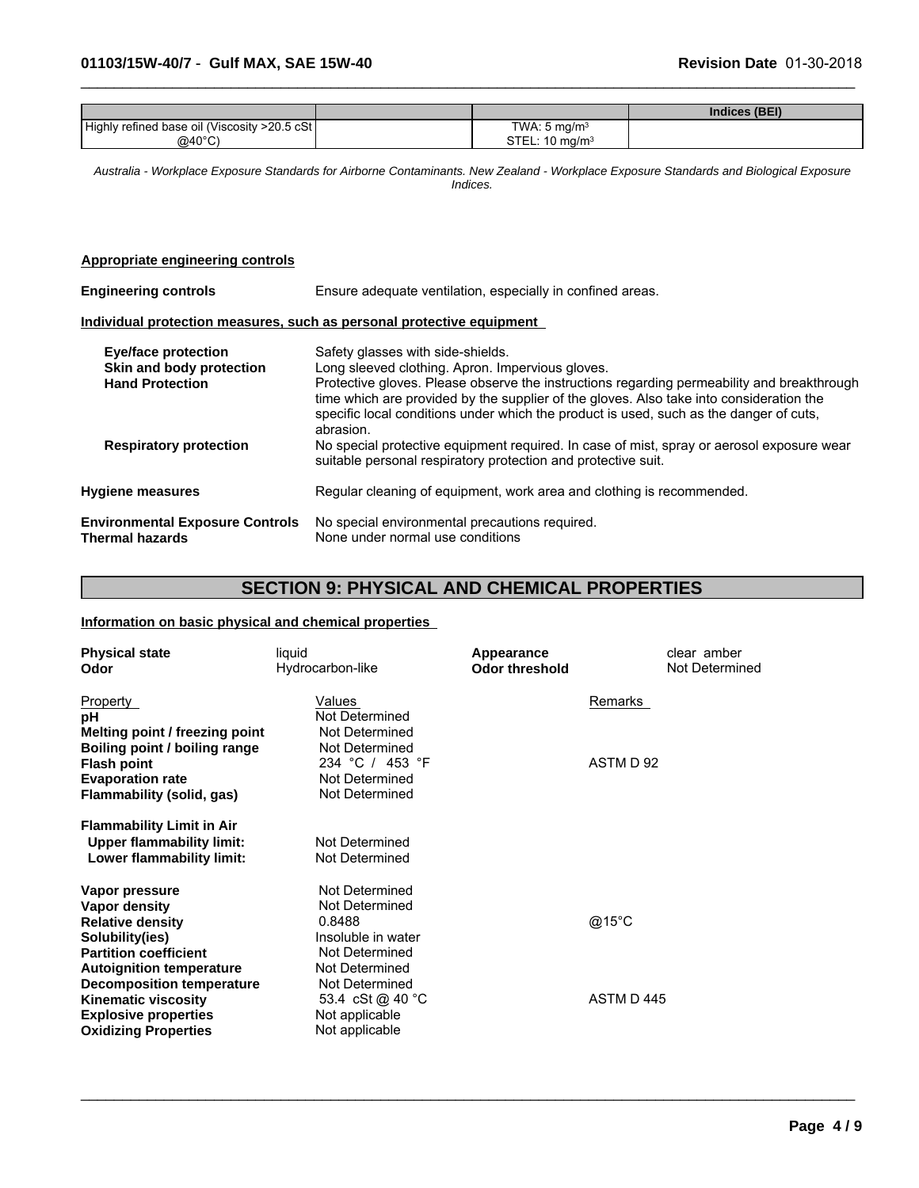| | | | Indices (BEI) |
|---|---|---|---|
| Highly refined base oil (Viscosity >20.5 cSt @40°C) | | TWA: 5 mg/m³<br>STEL: 10 mg/m³ | |

*Australia - Workplace Exposure Standards for Airborne Contaminants. New Zealand - Workplace Exposure Standards and Biological Exposure Indices.*

**Appropriate engineering controls**

**Engineering controls** Ensure adequate ventilation, especially in confined areas.

**Individual protection measures, such as personal protective equipment**

**Eye/face protection** Safety glasses with side-shields.

**Skin and body protection** Long sleeved clothing. Apron. Impervious gloves.

**Hand Protection** Protective gloves. Please observe the instructions regarding permeability and breakthrough time which are provided by the supplier of the gloves. Also take into consideration the specific local conditions under which the product is used, such as the danger of cuts, abrasion.

**Respiratory protection** No special protective equipment required. In case of mist, spray or aerosol exposure wear suitable personal respiratory protection and protective suit.

**Hygiene measures** Regular cleaning of equipment, work area and clothing is recommended.

**Environmental Exposure Controls** No special environmental precautions required.

**Thermal hazards** None under normal use conditions

## SECTION 9: PHYSICAL AND CHEMICAL PROPERTIES

**Information on basic physical and chemical properties**

**Physical state** liquid | **Appearance** clear amber

**Odor** Hydrocarbon-like | **Odor threshold** Not Determined

| Property | Values | Remarks |
|---|---|---|
| **pH** | Not Determined | |
| **Melting point / freezing point** | Not Determined | |
| **Boiling point / boiling range** | Not Determined | |
| **Flash point** | 234 °C / 453 °F | ASTM D 92 |
| **Evaporation rate** | Not Determined | |
| **Flammability (solid, gas)** | Not Determined | |
| **Flammability Limit in Air** | | |
| **Upper flammability limit:** | Not Determined | |
| **Lower flammability limit:** | Not Determined | |
| **Vapor pressure** | Not Determined | |
| **Vapor density** | Not Determined | |
| **Relative density** | 0.8488 | @15°C |
| **Solubility(ies)** | Insoluble in water | |
| **Partition coefficient** | Not Determined | |
| **Autoignition temperature** | Not Determined | |
| **Decomposition temperature** | Not Determined | |
| **Kinematic viscosity** | 53.4 cSt @ 40 °C | ASTM D 445 |
| **Explosive properties** | Not applicable | |
| **Oxidizing Properties** | Not applicable | |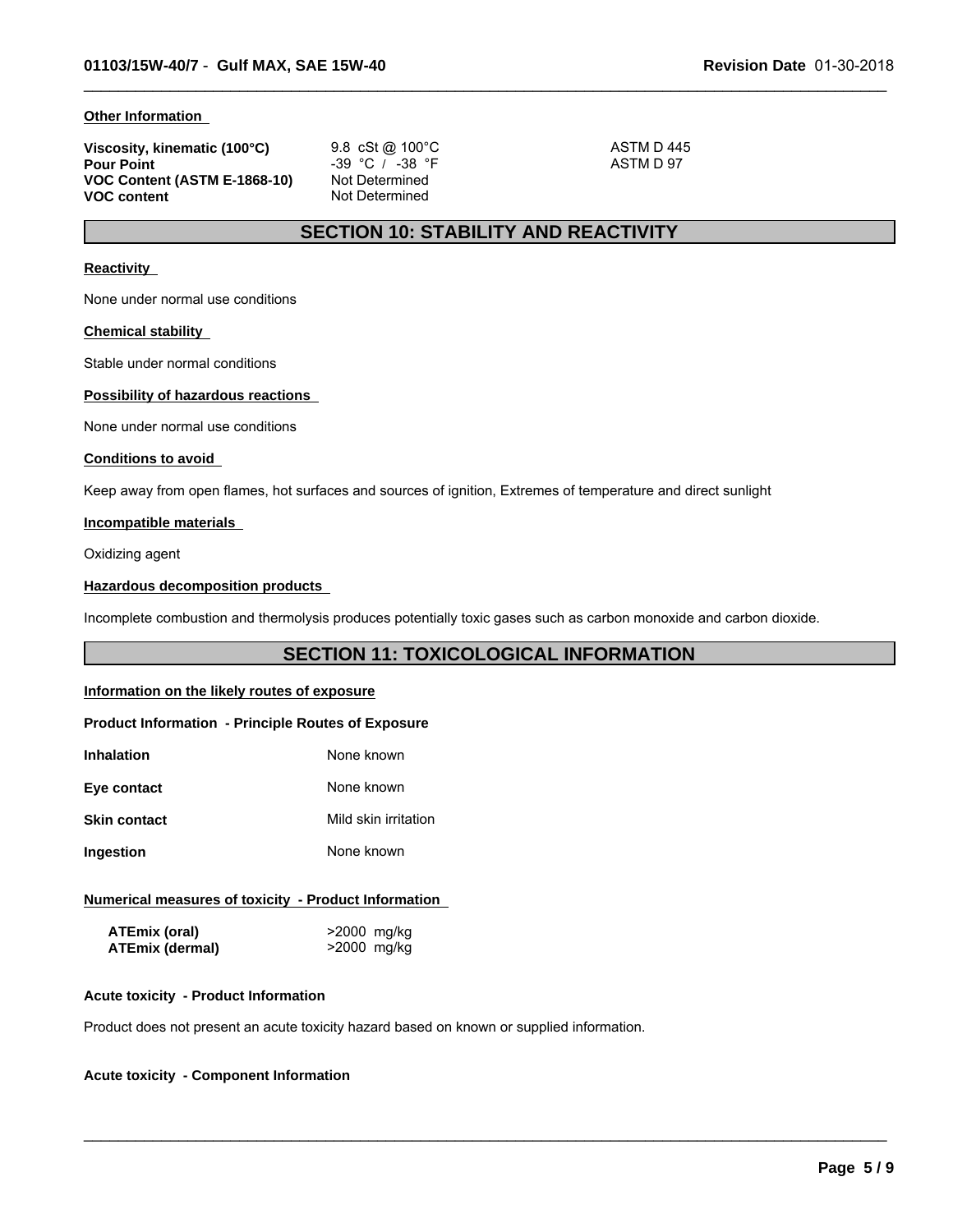**Other Information**

| | | |
|---|---|---|
| **Viscosity, kinematic (100°C)** | 9.8 cSt @ 100°C | ASTM D 445 |
| **Pour Point** | -39 °C / -38 °F | ASTM D 97 |
| **VOC Content (ASTM E-1868-10)** | Not Determined | |
| **VOC content** | Not Determined | |

## SECTION 10: STABILITY AND REACTIVITY

**Reactivity**

None under normal use conditions

**Chemical stability**

Stable under normal conditions

**Possibility of hazardous reactions**

None under normal use conditions

**Conditions to avoid**

Keep away from open flames, hot surfaces and sources of ignition, Extremes of temperature and direct sunlight

**Incompatible materials**

Oxidizing agent

**Hazardous decomposition products**

Incomplete combustion and thermolysis produces potentially toxic gases such as carbon monoxide and carbon dioxide.

## SECTION 11: TOXICOLOGICAL INFORMATION

**Information on the likely routes of exposure**

**Product Information - Principle Routes of Exposure**

| | |
|---|---|
| **Inhalation** | None known |
| **Eye contact** | None known |
| **Skin contact** | Mild skin irritation |
| **Ingestion** | None known |

**Numerical measures of toxicity - Product Information**

| | |
|---|---|
| **ATEmix (oral)** | >2000 mg/kg |
| **ATEmix (dermal)** | >2000 mg/kg |

**Acute toxicity - Product Information**

Product does not present an acute toxicity hazard based on known or supplied information.

**Acute toxicity - Component Information**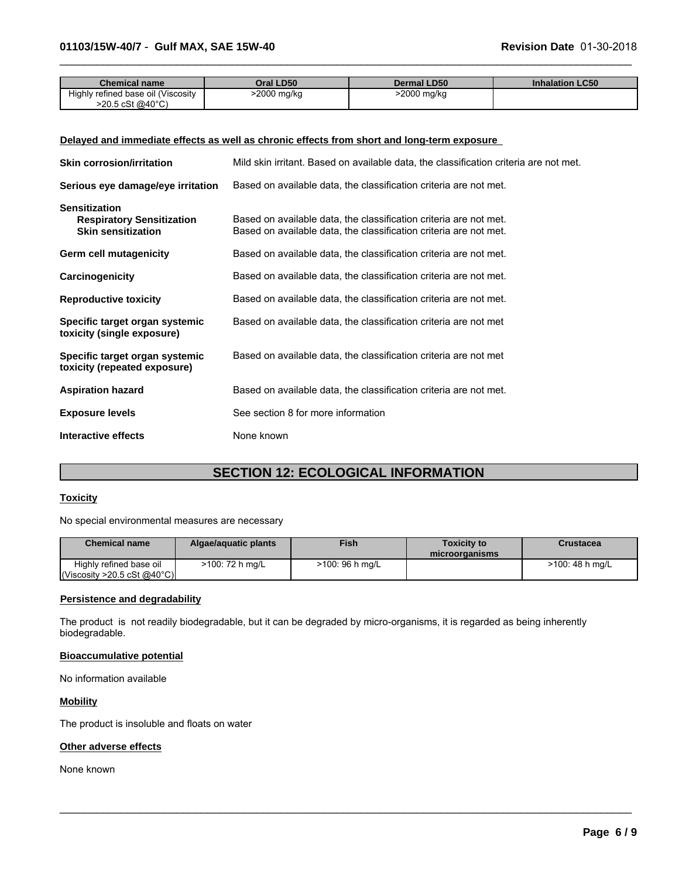| Chemical name | Oral LD50 | Dermal LD50 | Inhalation LC50 |
| --- | --- | --- | --- |
| Highly refined base oil (Viscosity >20.5 cSt @40°C) | >2000 mg/kg | >2000 mg/kg | |

**Delayed and immediate effects as well as chronic effects from short and long-term exposure**

**Skin corrosion/irritation** Mild skin irritant. Based on available data, the classification criteria are not met.

**Serious eye damage/eye irritation** Based on available data, the classification criteria are not met.

**Sensitization**

**Respiratory Sensitization** Based on available data, the classification criteria are not met.

**Skin sensitization** Based on available data, the classification criteria are not met.

**Germ cell mutagenicity** Based on available data, the classification criteria are not met.

**Carcinogenicity** Based on available data, the classification criteria are not met.

**Reproductive toxicity** Based on available data, the classification criteria are not met.

**Specific target organ systemic toxicity (single exposure)** Based on available data, the classification criteria are not met

**Specific target organ systemic toxicity (repeated exposure)** Based on available data, the classification criteria are not met

**Aspiration hazard** Based on available data, the classification criteria are not met.

**Exposure levels** See section 8 for more information

**Interactive effects** None known

## SECTION 12: ECOLOGICAL INFORMATION

**Toxicity**

No special environmental measures are necessary

| Chemical name | Algae/aquatic plants | Fish | Toxicity to microorganisms | Crustacea |
| --- | --- | --- | --- | --- |
| Highly refined base oil (Viscosity >20.5 cSt @40°C) | >100: 72 h mg/L | >100: 96 h mg/L | | >100: 48 h mg/L |

**Persistence and degradability**

The product is not readily biodegradable, but it can be degraded by micro-organisms, it is regarded as being inherently biodegradable.

**Bioaccumulative potential**

No information available

**Mobility**

The product is insoluble and floats on water

**Other adverse effects**

None known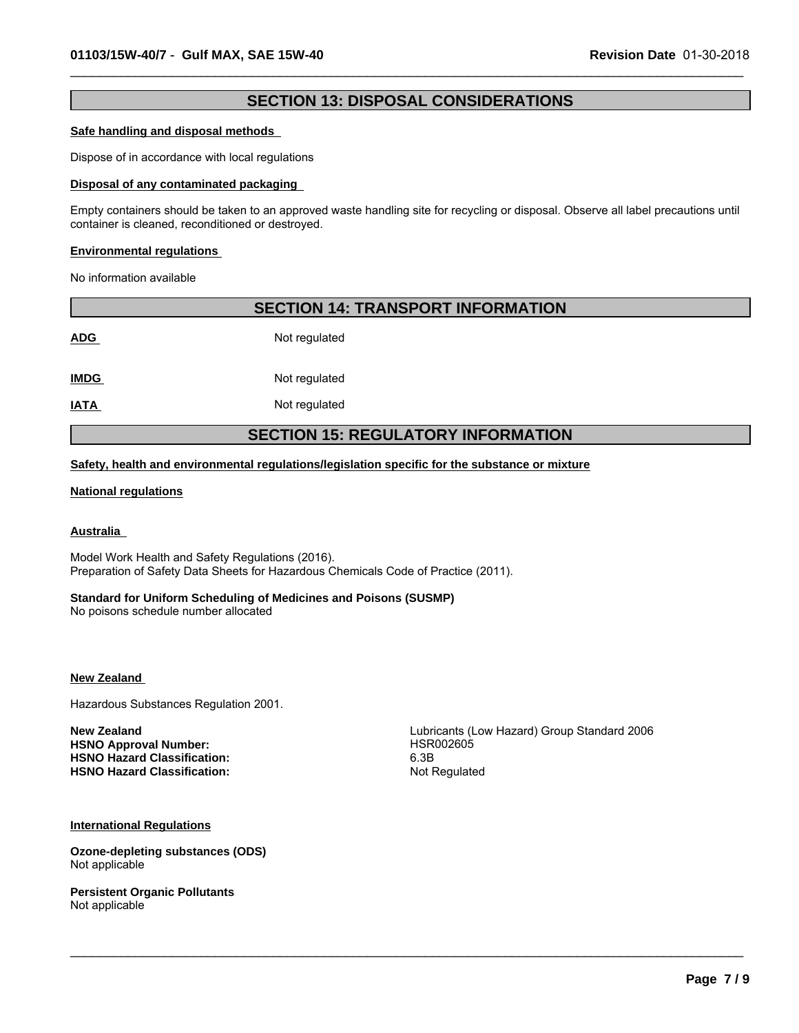## SECTION 13: DISPOSAL CONSIDERATIONS

**Safe handling and disposal methods**

Dispose of in accordance with local regulations

**Disposal of any contaminated packaging**

Empty containers should be taken to an approved waste handling site for recycling or disposal. Observe all label precautions until container is cleaned, reconditioned or destroyed.

**Environmental regulations**

No information available

## SECTION 14: TRANSPORT INFORMATION

| | |
|---|---|
| **ADG** | Not regulated |
| **IMDG** | Not regulated |
| **IATA** | Not regulated |

## SECTION 15: REGULATORY INFORMATION

**Safety, health and environmental regulations/legislation specific for the substance or mixture**

**National regulations**

**Australia**

Model Work Health and Safety Regulations (2016).
Preparation of Safety Data Sheets for Hazardous Chemicals Code of Practice (2011).

**Standard for Uniform Scheduling of Medicines and Poisons (SUSMP)**
No poisons schedule number allocated

**New Zealand**

Hazardous Substances Regulation 2001.

| | |
|---|---|
| **New Zealand** | Lubricants (Low Hazard) Group Standard 2006 |
| **HSNO Approval Number:** | HSR002605 |
| **HSNO Hazard Classification:** | 6.3B |
| **HSNO Hazard Classification:** | Not Regulated |

**International Regulations**

**Ozone-depleting substances (ODS)**
Not applicable

**Persistent Organic Pollutants**
Not applicable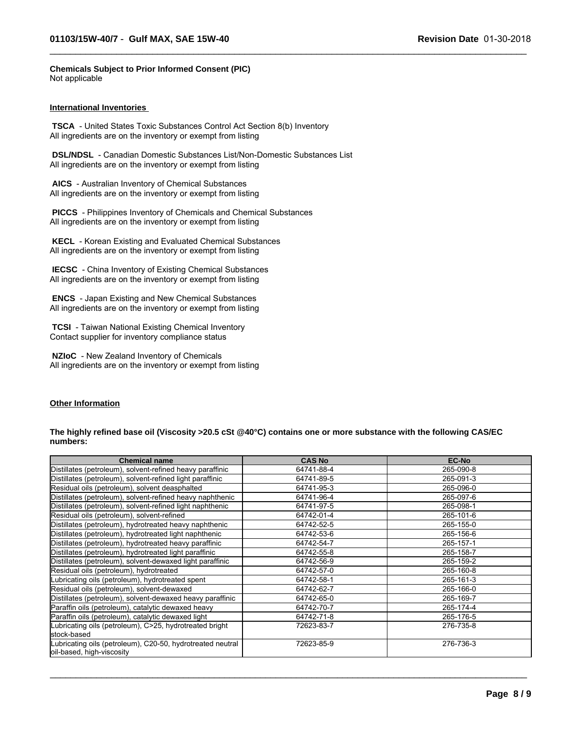**Chemicals Subject to Prior Informed Consent (PIC)**
Not applicable

## International Inventories

**TSCA** - United States Toxic Substances Control Act Section 8(b) Inventory
All ingredients are on the inventory or exempt from listing

**DSL/NDSL** - Canadian Domestic Substances List/Non-Domestic Substances List
All ingredients are on the inventory or exempt from listing

**AICS** - Australian Inventory of Chemical Substances
All ingredients are on the inventory or exempt from listing

**PICCS** - Philippines Inventory of Chemicals and Chemical Substances
All ingredients are on the inventory or exempt from listing

**KECL** - Korean Existing and Evaluated Chemical Substances
All ingredients are on the inventory or exempt from listing

**IECSC** - China Inventory of Existing Chemical Substances
All ingredients are on the inventory or exempt from listing

**ENCS** - Japan Existing and New Chemical Substances
All ingredients are on the inventory or exempt from listing

**TCSI** - Taiwan National Existing Chemical Inventory
Contact supplier for inventory compliance status

**NZIoC** - New Zealand Inventory of Chemicals
All ingredients are on the inventory or exempt from listing

## Other Information

**The highly refined base oil (Viscosity >20.5 cSt @40°C) contains one or more substance with the following CAS/EC numbers:**

| Chemical name | CAS No | EC-No |
|---|---|---|
| Distillates (petroleum), solvent-refined heavy paraffinic | 64741-88-4 | 265-090-8 |
| Distillates (petroleum), solvent-refined light paraffinic | 64741-89-5 | 265-091-3 |
| Residual oils (petroleum), solvent deasphalted | 64741-95-3 | 265-096-0 |
| Distillates (petroleum), solvent-refined heavy naphthenic | 64741-96-4 | 265-097-6 |
| Distillates (petroleum), solvent-refined light naphthenic | 64741-97-5 | 265-098-1 |
| Residual oils (petroleum), solvent-refined | 64742-01-4 | 265-101-6 |
| Distillates (petroleum), hydrotreated heavy naphthenic | 64742-52-5 | 265-155-0 |
| Distillates (petroleum), hydrotreated light naphthenic | 64742-53-6 | 265-156-6 |
| Distillates (petroleum), hydrotreated heavy paraffinic | 64742-54-7 | 265-157-1 |
| Distillates (petroleum), hydrotreated light paraffinic | 64742-55-8 | 265-158-7 |
| Distillates (petroleum), solvent-dewaxed light paraffinic | 64742-56-9 | 265-159-2 |
| Residual oils (petroleum), hydrotreated | 64742-57-0 | 265-160-8 |
| Lubricating oils (petroleum), hydrotreated spent | 64742-58-1 | 265-161-3 |
| Residual oils (petroleum), solvent-dewaxed | 64742-62-7 | 265-166-0 |
| Distillates (petroleum), solvent-dewaxed heavy paraffinic | 64742-65-0 | 265-169-7 |
| Paraffin oils (petroleum), catalytic dewaxed heavy | 64742-70-7 | 265-174-4 |
| Paraffin oils (petroleum), catalytic dewaxed light | 64742-71-8 | 265-176-5 |
| Lubricating oils (petroleum), C>25, hydrotreated bright stock-based | 72623-83-7 | 276-735-8 |
| Lubricating oils (petroleum), C20-50, hydrotreated neutral oil-based, high-viscosity | 72623-85-9 | 276-736-3 |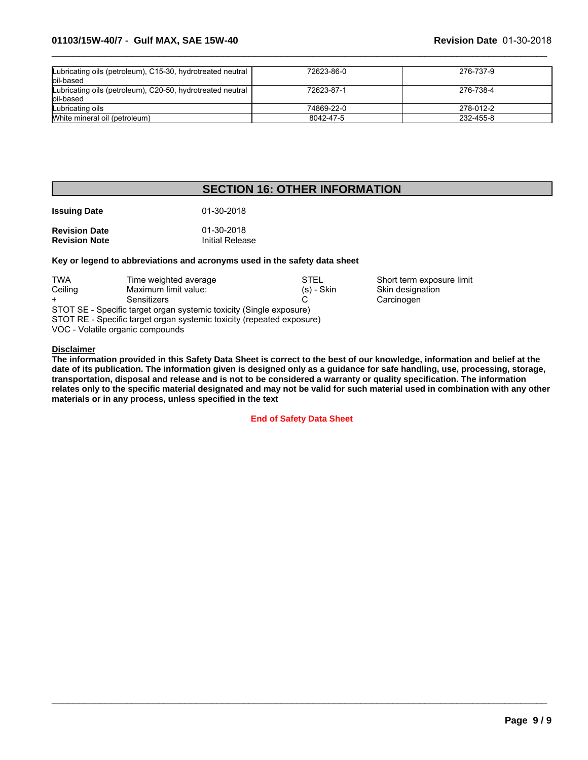| | | |
|---|---|---|
| Lubricating oils (petroleum), C15-30, hydrotreated neutral oil-based | 72623-86-0 | 276-737-9 |
| Lubricating oils (petroleum), C20-50, hydrotreated neutral oil-based | 72623-87-1 | 276-738-4 |
| Lubricating oils | 74869-22-0 | 278-012-2 |
| White mineral oil (petroleum) | 8042-47-5 | 232-455-8 |

## SECTION 16: OTHER INFORMATION

**Issuing Date** 01-30-2018

**Revision Date** 01-30-2018
**Revision Note** Initial Release

**Key or legend to abbreviations and acronyms used in the safety data sheet**

| | | | |
|---|---|---|---|
| TWA | Time weighted average | STEL | Short term exposure limit |
| Ceiling | Maximum limit value: | (s) - Skin | Skin designation |
| + | Sensitizers | C | Carcinogen |

STOT SE - Specific target organ systemic toxicity (Single exposure)
STOT RE - Specific target organ systemic toxicity (repeated exposure)
VOC - Volatile organic compounds

**Disclaimer**

**The information provided in this Safety Data Sheet is correct to the best of our knowledge, information and belief at the date of its publication. The information given is designed only as a guidance for safe handling, use, processing, storage, transportation, disposal and release and is not to be considered a warranty or quality specification. The information relates only to the specific material designated and may not be valid for such material used in combination with any other materials or in any process, unless specified in the text**

**End of Safety Data Sheet**